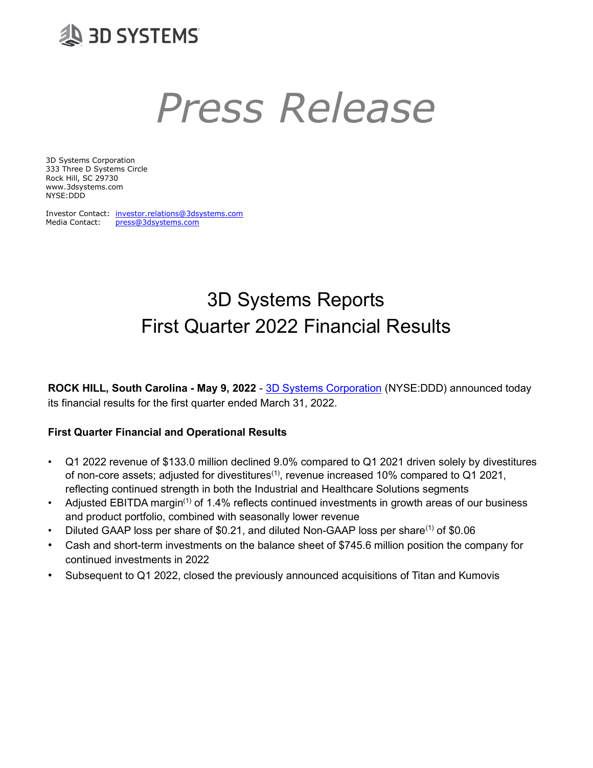3D SYSTEMS

# Press Release

3D Systems Corporation
333 Three D Systems Circle
Rock Hill, SC 29730
www.3dsystems.com
NYSE:DDD

Investor Contact: investor.relations@3dsystems.com
Media Contact: press@3dsystems.com

## 3D Systems Reports First Quarter 2022 Financial Results

**ROCK HILL, South Carolina - May 9, 2022** - 3D Systems Corporation (NYSE:DDD) announced today its financial results for the first quarter ended March 31, 2022.

**First Quarter Financial and Operational Results**

- Q1 2022 revenue of $133.0 million declined 9.0% compared to Q1 2021 driven solely by divestitures of non-core assets; adjusted for divestitures(1), revenue increased 10% compared to Q1 2021, reflecting continued strength in both the Industrial and Healthcare Solutions segments
- Adjusted EBITDA margin(1) of 1.4% reflects continued investments in growth areas of our business and product portfolio, combined with seasonally lower revenue
- Diluted GAAP loss per share of $0.21, and diluted Non-GAAP loss per share(1) of $0.06
- Cash and short-term investments on the balance sheet of $745.6 million position the company for continued investments in 2022
- Subsequent to Q1 2022, closed the previously announced acquisitions of Titan and Kumovis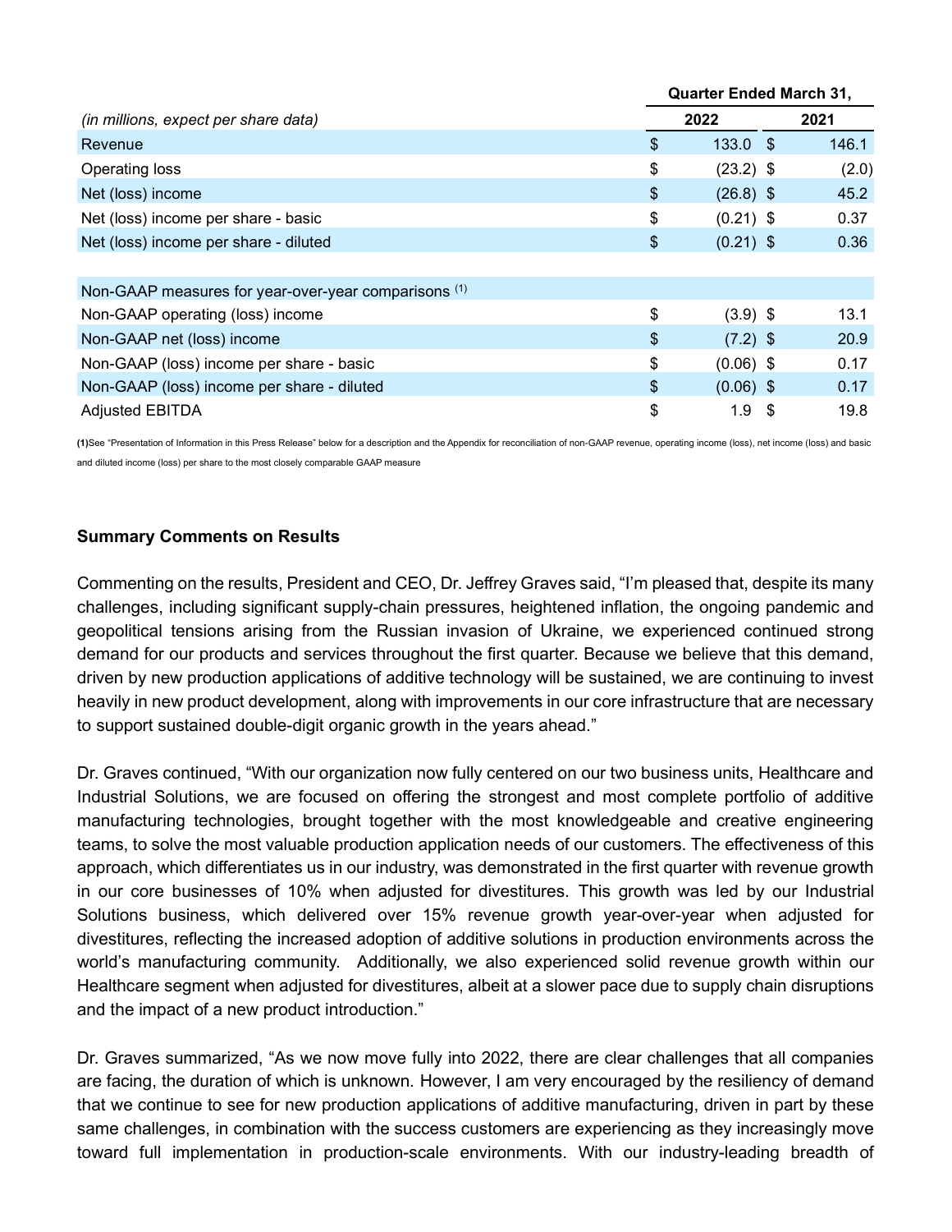| *(in millions, expect per share data)* | Quarter Ended March 31, 2022 | 2021 |
|---|---|---|
| Revenue | $ 133.0 | $ 146.1 |
| Operating loss | $ (23.2) | $ (2.0) |
| Net (loss) income | $ (26.8) | $ 45.2 |
| Net (loss) income per share - basic | $ (0.21) | $ 0.37 |
| Net (loss) income per share - diluted | $ (0.21) | $ 0.36 |
| | | |
| Non-GAAP measures for year-over-year comparisons (1) | | |
| Non-GAAP operating (loss) income | $ (3.9) | $ 13.1 |
| Non-GAAP net (loss) income | $ (7.2) | $ 20.9 |
| Non-GAAP (loss) income per share - basic | $ (0.06) | $ 0.17 |
| Non-GAAP (loss) income per share - diluted | $ (0.06) | $ 0.17 |
| Adjusted EBITDA | $ 1.9 | $ 19.8 |

**(1)**See "Presentation of Information in this Press Release" below for a description and the Appendix for reconciliation of non-GAAP revenue, operating income (loss), net income (loss) and basic and diluted income (loss) per share to the most closely comparable GAAP measure

**Summary Comments on Results**

Commenting on the results, President and CEO, Dr. Jeffrey Graves said, "I'm pleased that, despite its many challenges, including significant supply-chain pressures, heightened inflation, the ongoing pandemic and geopolitical tensions arising from the Russian invasion of Ukraine, we experienced continued strong demand for our products and services throughout the first quarter. Because we believe that this demand, driven by new production applications of additive technology will be sustained, we are continuing to invest heavily in new product development, along with improvements in our core infrastructure that are necessary to support sustained double-digit organic growth in the years ahead."

Dr. Graves continued, "With our organization now fully centered on our two business units, Healthcare and Industrial Solutions, we are focused on offering the strongest and most complete portfolio of additive manufacturing technologies, brought together with the most knowledgeable and creative engineering teams, to solve the most valuable production application needs of our customers. The effectiveness of this approach, which differentiates us in our industry, was demonstrated in the first quarter with revenue growth in our core businesses of 10% when adjusted for divestitures. This growth was led by our Industrial Solutions business, which delivered over 15% revenue growth year-over-year when adjusted for divestitures, reflecting the increased adoption of additive solutions in production environments across the world's manufacturing community. Additionally, we also experienced solid revenue growth within our Healthcare segment when adjusted for divestitures, albeit at a slower pace due to supply chain disruptions and the impact of a new product introduction."

Dr. Graves summarized, "As we now move fully into 2022, there are clear challenges that all companies are facing, the duration of which is unknown. However, I am very encouraged by the resiliency of demand that we continue to see for new production applications of additive manufacturing, driven in part by these same challenges, in combination with the success customers are experiencing as they increasingly move toward full implementation in production-scale environments. With our industry-leading breadth of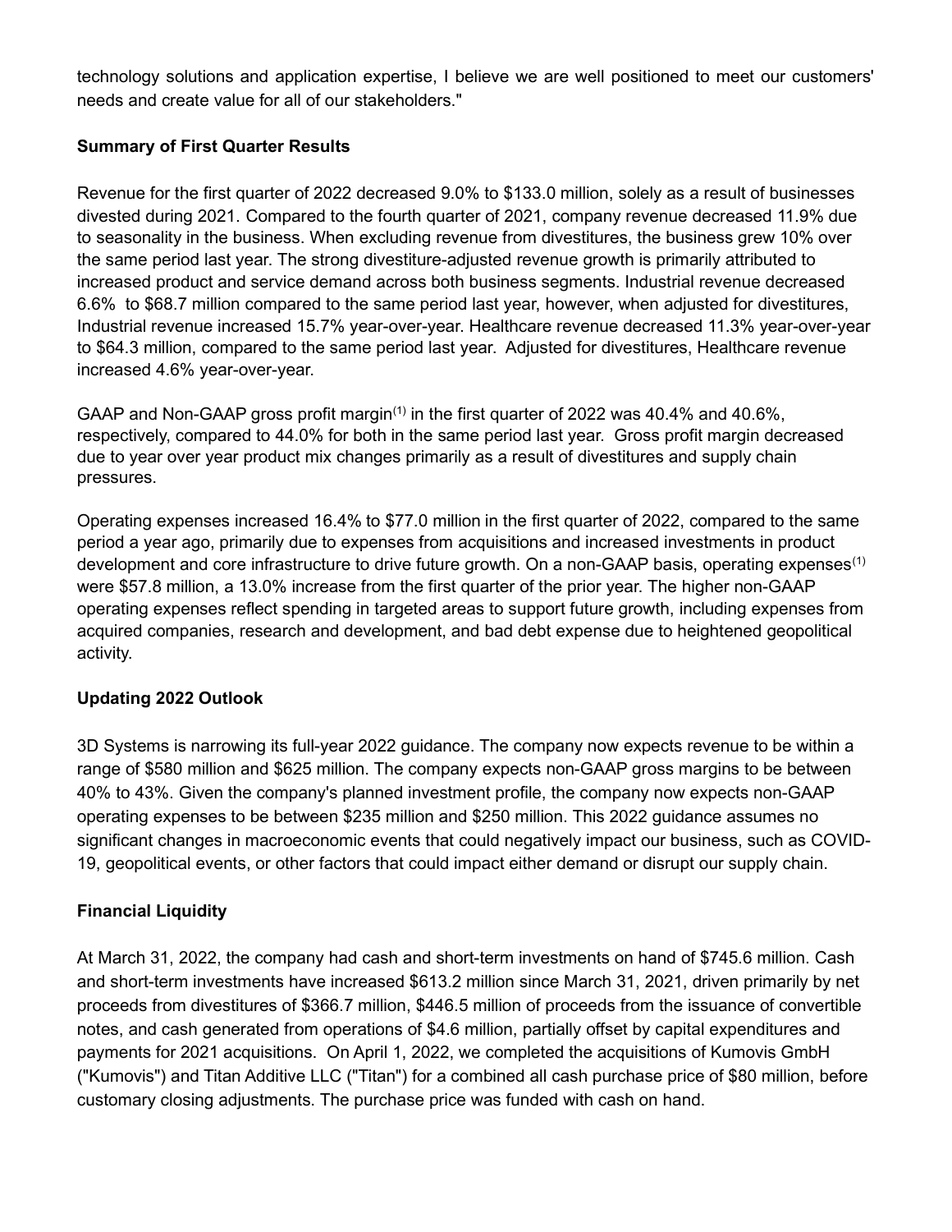technology solutions and application expertise, I believe we are well positioned to meet our customers' needs and create value for all of our stakeholders."

**Summary of First Quarter Results**

Revenue for the first quarter of 2022 decreased 9.0% to $133.0 million, solely as a result of businesses divested during 2021. Compared to the fourth quarter of 2021, company revenue decreased 11.9% due to seasonality in the business. When excluding revenue from divestitures, the business grew 10% over the same period last year. The strong divestiture-adjusted revenue growth is primarily attributed to increased product and service demand across both business segments. Industrial revenue decreased 6.6% to $68.7 million compared to the same period last year, however, when adjusted for divestitures, Industrial revenue increased 15.7% year-over-year. Healthcare revenue decreased 11.3% year-over-year to $64.3 million, compared to the same period last year. Adjusted for divestitures, Healthcare revenue increased 4.6% year-over-year.

GAAP and Non-GAAP gross profit margin[(1)] in the first quarter of 2022 was 40.4% and 40.6%, respectively, compared to 44.0% for both in the same period last year. Gross profit margin decreased due to year over year product mix changes primarily as a result of divestitures and supply chain pressures.

Operating expenses increased 16.4% to $77.0 million in the first quarter of 2022, compared to the same period a year ago, primarily due to expenses from acquisitions and increased investments in product development and core infrastructure to drive future growth. On a non-GAAP basis, operating expenses[(1)] were $57.8 million, a 13.0% increase from the first quarter of the prior year. The higher non-GAAP operating expenses reflect spending in targeted areas to support future growth, including expenses from acquired companies, research and development, and bad debt expense due to heightened geopolitical activity.

**Updating 2022 Outlook**

3D Systems is narrowing its full-year 2022 guidance. The company now expects revenue to be within a range of $580 million and $625 million. The company expects non-GAAP gross margins to be between 40% to 43%. Given the company's planned investment profile, the company now expects non-GAAP operating expenses to be between $235 million and $250 million. This 2022 guidance assumes no significant changes in macroeconomic events that could negatively impact our business, such as COVID-19, geopolitical events, or other factors that could impact either demand or disrupt our supply chain.

**Financial Liquidity**

At March 31, 2022, the company had cash and short-term investments on hand of $745.6 million. Cash and short-term investments have increased $613.2 million since March 31, 2021, driven primarily by net proceeds from divestitures of $366.7 million, $446.5 million of proceeds from the issuance of convertible notes, and cash generated from operations of $4.6 million, partially offset by capital expenditures and payments for 2021 acquisitions. On April 1, 2022, we completed the acquisitions of Kumovis GmbH ("Kumovis") and Titan Additive LLC ("Titan") for a combined all cash purchase price of $80 million, before customary closing adjustments. The purchase price was funded with cash on hand.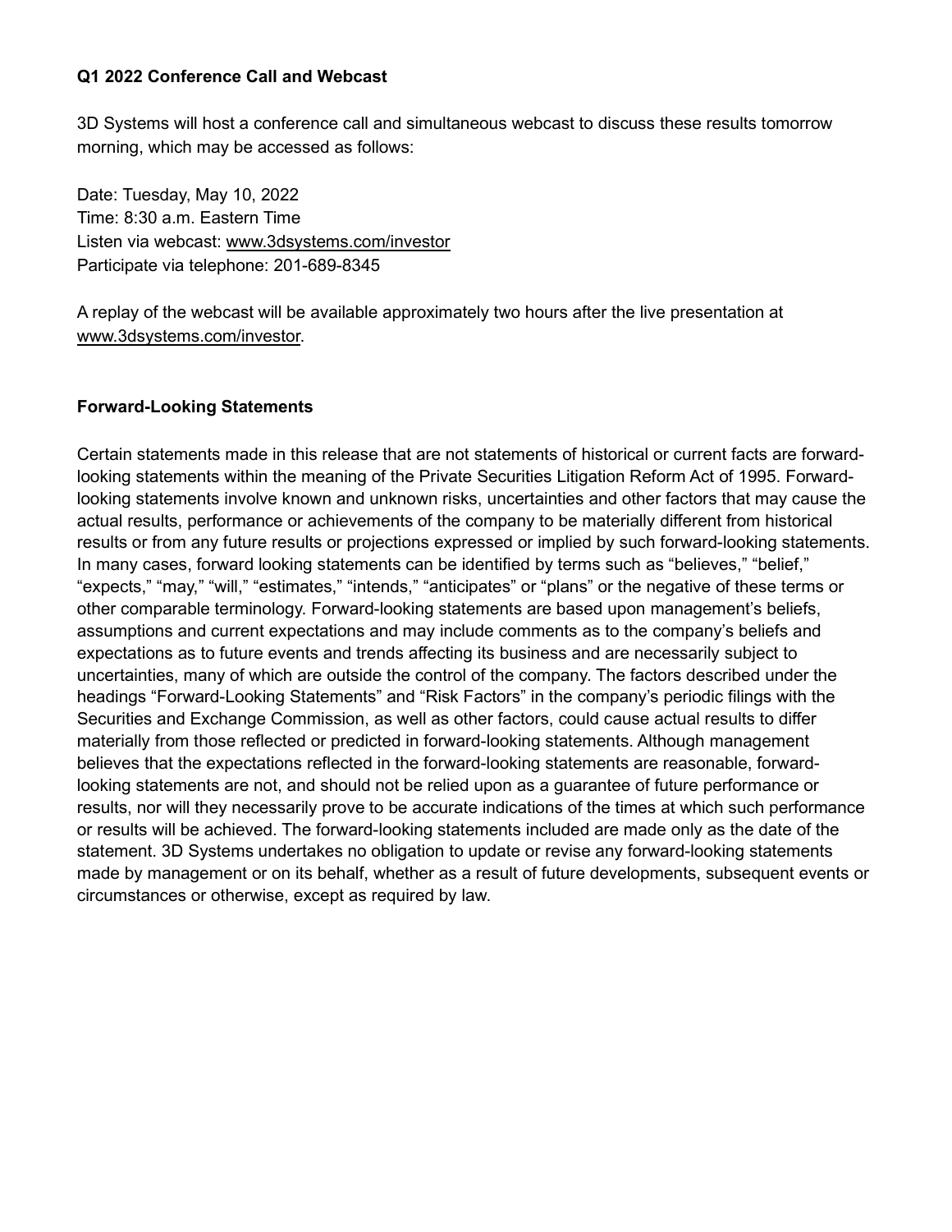**Q1 2022 Conference Call and Webcast**

3D Systems will host a conference call and simultaneous webcast to discuss these results tomorrow morning, which may be accessed as follows:

Date: Tuesday, May 10, 2022
Time: 8:30 a.m. Eastern Time
Listen via webcast: www.3dsystems.com/investor
Participate via telephone: 201-689-8345

A replay of the webcast will be available approximately two hours after the live presentation at www.3dsystems.com/investor.

**Forward-Looking Statements**

Certain statements made in this release that are not statements of historical or current facts are forward-looking statements within the meaning of the Private Securities Litigation Reform Act of 1995. Forward-looking statements involve known and unknown risks, uncertainties and other factors that may cause the actual results, performance or achievements of the company to be materially different from historical results or from any future results or projections expressed or implied by such forward-looking statements. In many cases, forward looking statements can be identified by terms such as "believes," "belief," "expects," "may," "will," "estimates," "intends," "anticipates" or "plans" or the negative of these terms or other comparable terminology. Forward-looking statements are based upon management's beliefs, assumptions and current expectations and may include comments as to the company's beliefs and expectations as to future events and trends affecting its business and are necessarily subject to uncertainties, many of which are outside the control of the company. The factors described under the headings "Forward-Looking Statements" and "Risk Factors" in the company's periodic filings with the Securities and Exchange Commission, as well as other factors, could cause actual results to differ materially from those reflected or predicted in forward-looking statements. Although management believes that the expectations reflected in the forward-looking statements are reasonable, forward-looking statements are not, and should not be relied upon as a guarantee of future performance or results, nor will they necessarily prove to be accurate indications of the times at which such performance or results will be achieved. The forward-looking statements included are made only as the date of the statement. 3D Systems undertakes no obligation to update or revise any forward-looking statements made by management or on its behalf, whether as a result of future developments, subsequent events or circumstances or otherwise, except as required by law.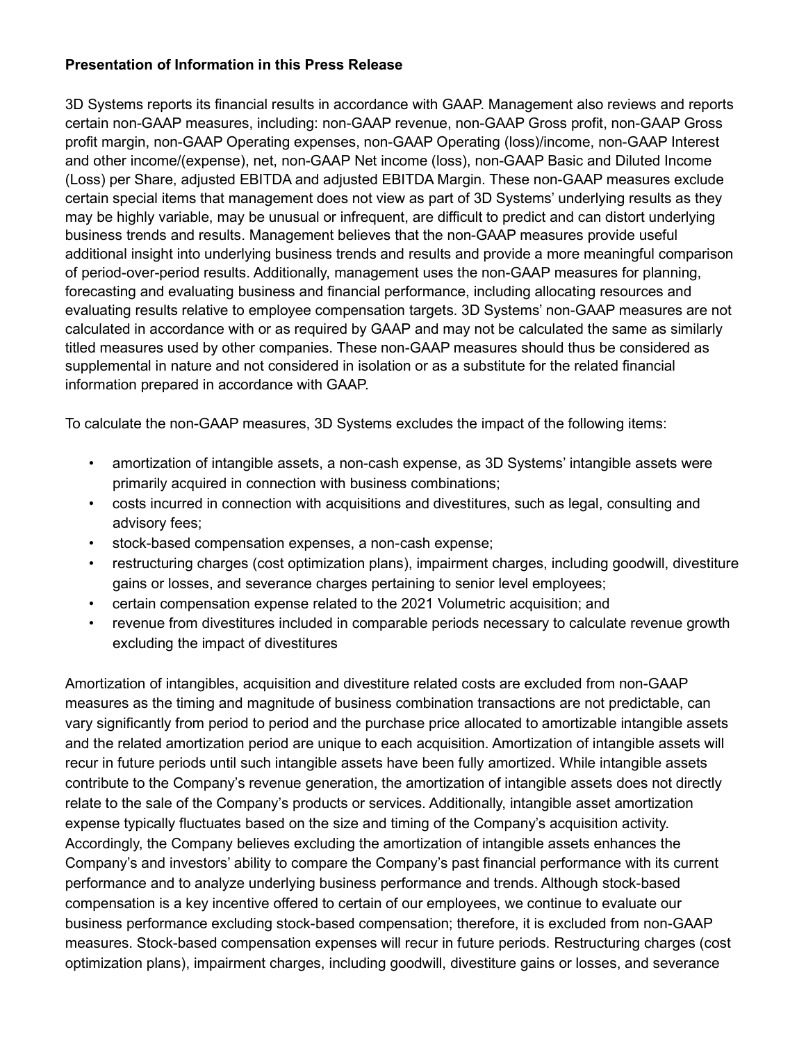**Presentation of Information in this Press Release**

3D Systems reports its financial results in accordance with GAAP. Management also reviews and reports certain non-GAAP measures, including: non-GAAP revenue, non-GAAP Gross profit, non-GAAP Gross profit margin, non-GAAP Operating expenses, non-GAAP Operating (loss)/income, non-GAAP Interest and other income/(expense), net, non-GAAP Net income (loss), non-GAAP Basic and Diluted Income (Loss) per Share, adjusted EBITDA and adjusted EBITDA Margin. These non-GAAP measures exclude certain special items that management does not view as part of 3D Systems' underlying results as they may be highly variable, may be unusual or infrequent, are difficult to predict and can distort underlying business trends and results. Management believes that the non-GAAP measures provide useful additional insight into underlying business trends and results and provide a more meaningful comparison of period-over-period results. Additionally, management uses the non-GAAP measures for planning, forecasting and evaluating business and financial performance, including allocating resources and evaluating results relative to employee compensation targets. 3D Systems' non-GAAP measures are not calculated in accordance with or as required by GAAP and may not be calculated the same as similarly titled measures used by other companies. These non-GAAP measures should thus be considered as supplemental in nature and not considered in isolation or as a substitute for the related financial information prepared in accordance with GAAP.

To calculate the non-GAAP measures, 3D Systems excludes the impact of the following items:

- amortization of intangible assets, a non-cash expense, as 3D Systems' intangible assets were primarily acquired in connection with business combinations;
- costs incurred in connection with acquisitions and divestitures, such as legal, consulting and advisory fees;
- stock-based compensation expenses, a non-cash expense;
- restructuring charges (cost optimization plans), impairment charges, including goodwill, divestiture gains or losses, and severance charges pertaining to senior level employees;
- certain compensation expense related to the 2021 Volumetric acquisition; and
- revenue from divestitures included in comparable periods necessary to calculate revenue growth excluding the impact of divestitures

Amortization of intangibles, acquisition and divestiture related costs are excluded from non-GAAP measures as the timing and magnitude of business combination transactions are not predictable, can vary significantly from period to period and the purchase price allocated to amortizable intangible assets and the related amortization period are unique to each acquisition. Amortization of intangible assets will recur in future periods until such intangible assets have been fully amortized. While intangible assets contribute to the Company's revenue generation, the amortization of intangible assets does not directly relate to the sale of the Company's products or services. Additionally, intangible asset amortization expense typically fluctuates based on the size and timing of the Company's acquisition activity. Accordingly, the Company believes excluding the amortization of intangible assets enhances the Company's and investors' ability to compare the Company's past financial performance with its current performance and to analyze underlying business performance and trends. Although stock-based compensation is a key incentive offered to certain of our employees, we continue to evaluate our business performance excluding stock-based compensation; therefore, it is excluded from non-GAAP measures. Stock-based compensation expenses will recur in future periods. Restructuring charges (cost optimization plans), impairment charges, including goodwill, divestiture gains or losses, and severance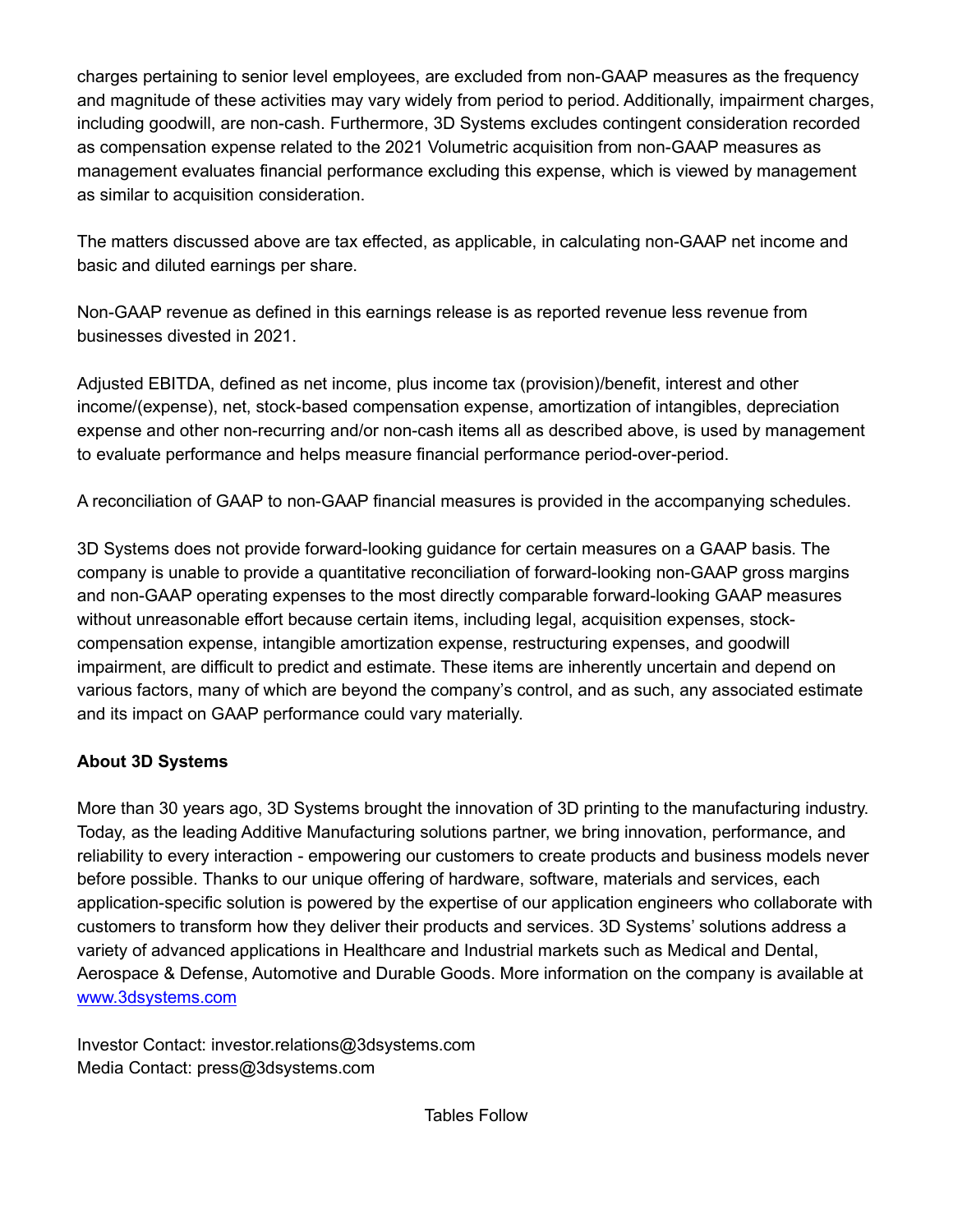charges pertaining to senior level employees, are excluded from non-GAAP measures as the frequency and magnitude of these activities may vary widely from period to period. Additionally, impairment charges, including goodwill, are non-cash. Furthermore, 3D Systems excludes contingent consideration recorded as compensation expense related to the 2021 Volumetric acquisition from non-GAAP measures as management evaluates financial performance excluding this expense, which is viewed by management as similar to acquisition consideration.

The matters discussed above are tax effected, as applicable, in calculating non-GAAP net income and basic and diluted earnings per share.

Non-GAAP revenue as defined in this earnings release is as reported revenue less revenue from businesses divested in 2021.

Adjusted EBITDA, defined as net income, plus income tax (provision)/benefit, interest and other income/(expense), net, stock-based compensation expense, amortization of intangibles, depreciation expense and other non-recurring and/or non-cash items all as described above, is used by management to evaluate performance and helps measure financial performance period-over-period.

A reconciliation of GAAP to non-GAAP financial measures is provided in the accompanying schedules.

3D Systems does not provide forward-looking guidance for certain measures on a GAAP basis. The company is unable to provide a quantitative reconciliation of forward-looking non-GAAP gross margins and non-GAAP operating expenses to the most directly comparable forward-looking GAAP measures without unreasonable effort because certain items, including legal, acquisition expenses, stock-compensation expense, intangible amortization expense, restructuring expenses, and goodwill impairment, are difficult to predict and estimate. These items are inherently uncertain and depend on various factors, many of which are beyond the company's control, and as such, any associated estimate and its impact on GAAP performance could vary materially.

**About 3D Systems**

More than 30 years ago, 3D Systems brought the innovation of 3D printing to the manufacturing industry. Today, as the leading Additive Manufacturing solutions partner, we bring innovation, performance, and reliability to every interaction - empowering our customers to create products and business models never before possible. Thanks to our unique offering of hardware, software, materials and services, each application-specific solution is powered by the expertise of our application engineers who collaborate with customers to transform how they deliver their products and services. 3D Systems' solutions address a variety of advanced applications in Healthcare and Industrial markets such as Medical and Dental, Aerospace & Defense, Automotive and Durable Goods. More information on the company is available at [www.3dsystems.com](http://www.3dsystems.com)

Investor Contact: investor.relations@3dsystems.com
Media Contact: press@3dsystems.com

Tables Follow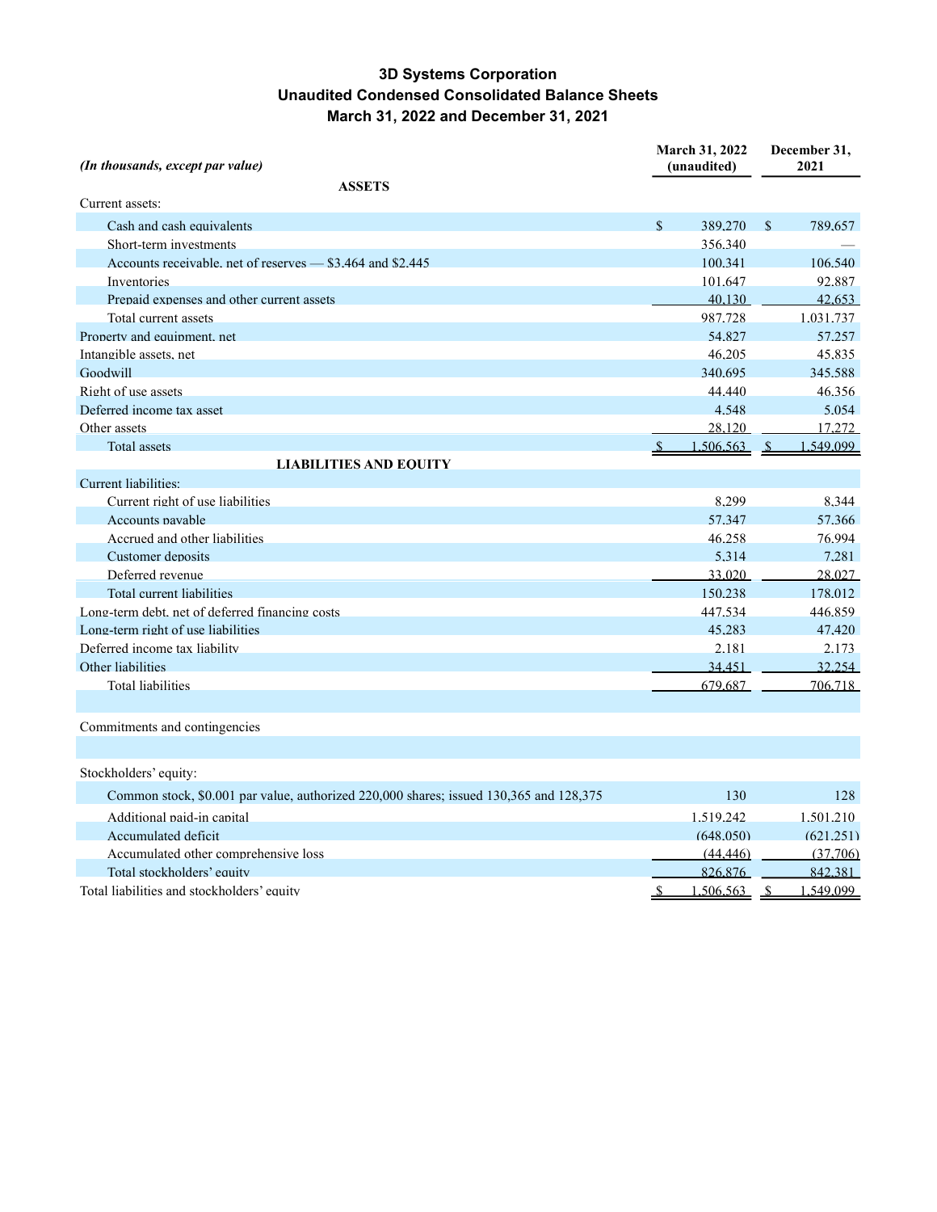# 3D Systems Corporation
## Unaudited Condensed Consolidated Balance Sheets
### March 31, 2022 and December 31, 2021

| *(In thousands, except par value)* | March 31, 2022 (unaudited) | December 31, 2021 |
|---|---|---|
| **ASSETS** | | |
| Current assets: | | |
| Cash and cash equivalents | $ 389,270 | $ 789,657 |
| Short-term investments | 356,340 | — |
| Accounts receivable, net of reserves — $3,464 and $2,445 | 100,341 | 106,540 |
| Inventories | 101,647 | 92,887 |
| Prepaid expenses and other current assets | 40,130 | 42,653 |
| Total current assets | 987,728 | 1,031,737 |
| Property and equipment, net | 54,827 | 57,257 |
| Intangible assets, net | 46,205 | 45,835 |
| Goodwill | 340,695 | 345,588 |
| Right of use assets | 44,440 | 46,356 |
| Deferred income tax asset | 4,548 | 5,054 |
| Other assets | 28,120 | 17,272 |
| Total assets | $ 1,506,563 | $ 1,549,099 |
| **LIABILITIES AND EQUITY** | | |
| Current liabilities: | | |
| Current right of use liabilities | 8,299 | 8,344 |
| Accounts payable | 57,347 | 57,366 |
| Accrued and other liabilities | 46,258 | 76,994 |
| Customer deposits | 5,314 | 7,281 |
| Deferred revenue | 33,020 | 28,027 |
| Total current liabilities | 150,238 | 178,012 |
| Long-term debt, net of deferred financing costs | 447,534 | 446,859 |
| Long-term right of use liabilities | 45,283 | 47,420 |
| Deferred income tax liability | 2,181 | 2,173 |
| Other liabilities | 34,451 | 32,254 |
| Total liabilities | 679,687 | 706,718 |
| | | |
| Commitments and contingencies | | |
| | | |
| Stockholders' equity: | | |
| Common stock, $0.001 par value, authorized 220,000 shares; issued 130,365 and 128,375 | 130 | 128 |
| Additional paid-in capital | 1,519,242 | 1,501,210 |
| Accumulated deficit | (648,050) | (621,251) |
| Accumulated other comprehensive loss | (44,446) | (37,706) |
| Total stockholders' equity | 826,876 | 842,381 |
| Total liabilities and stockholders' equity | $ 1,506,563 | $ 1,549,099 |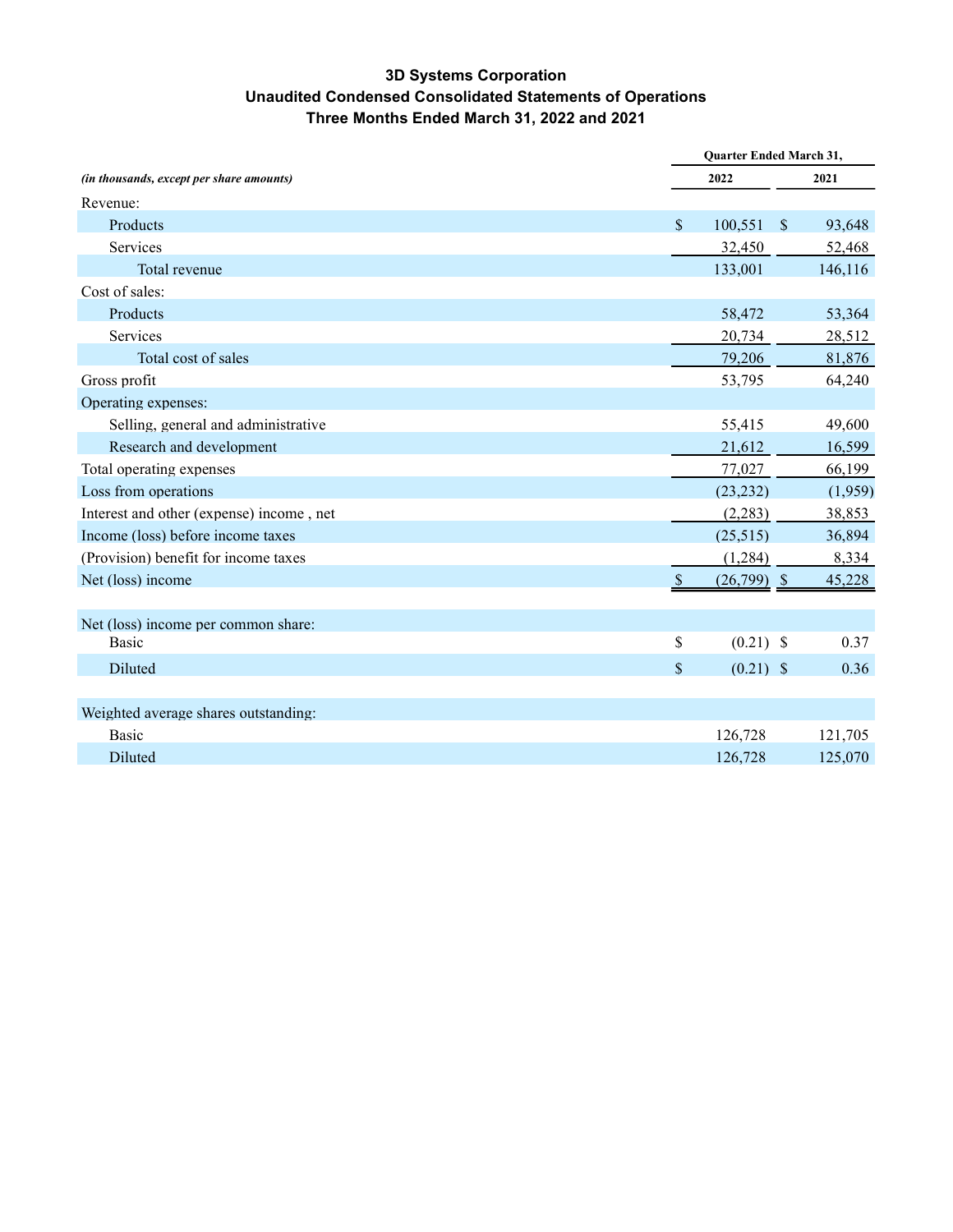# 3D Systems Corporation
## Unaudited Condensed Consolidated Statements of Operations
### Three Months Ended March 31, 2022 and 2021

| *(in thousands, except per share amounts)* | Quarter Ended March 31, 2022 | Quarter Ended March 31, 2021 |
|---|---|---|
| Revenue: | | |
| Products | $ 100,551 | $ 93,648 |
| Services | 32,450 | 52,468 |
| Total revenue | 133,001 | 146,116 |
| Cost of sales: | | |
| Products | 58,472 | 53,364 |
| Services | 20,734 | 28,512 |
| Total cost of sales | 79,206 | 81,876 |
| Gross profit | 53,795 | 64,240 |
| Operating expenses: | | |
| Selling, general and administrative | 55,415 | 49,600 |
| Research and development | 21,612 | 16,599 |
| Total operating expenses | 77,027 | 66,199 |
| Loss from operations | (23,232) | (1,959) |
| Interest and other (expense) income , net | (2,283) | 38,853 |
| Income (loss) before income taxes | (25,515) | 36,894 |
| (Provision) benefit for income taxes | (1,284) | 8,334 |
| Net (loss) income | $ (26,799) | $ 45,228 |
| | | |
| Net (loss) income per common share: | | |
| Basic | $ (0.21) | $ 0.37 |
| Diluted | $ (0.21) | $ 0.36 |
| | | |
| Weighted average shares outstanding: | | |
| Basic | 126,728 | 121,705 |
| Diluted | 126,728 | 125,070 |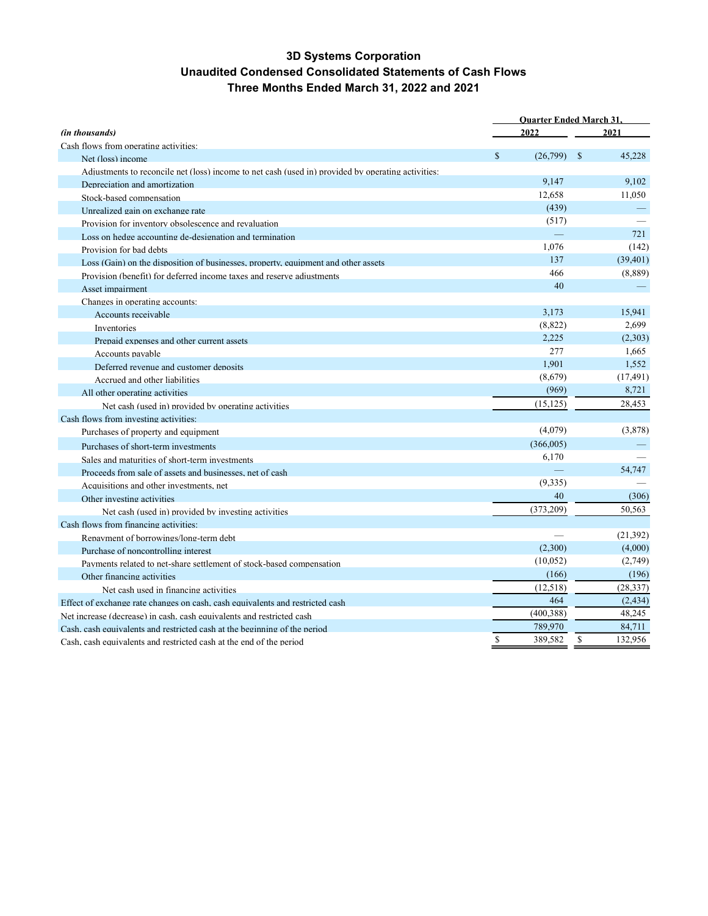# 3D Systems Corporation
## Unaudited Condensed Consolidated Statements of Cash Flows
## Three Months Ended March 31, 2022 and 2021

| *(in thousands)* | Quarter Ended March 31, 2022 | 2021 |
|---|---|---|
| Cash flows from operating activities: | | |
| Net (loss) income | $ (26,799) | $ 45,228 |
| Adjustments to reconcile net (loss) income to net cash (used in) provided by operating activities: | | |
| Depreciation and amortization | 9,147 | 9,102 |
| Stock-based compensation | 12,658 | 11,050 |
| Unrealized gain on exchange rate | (439) | — |
| Provision for inventory obsolescence and revaluation | (517) | — |
| Loss on hedge accounting de-designation and termination | — | 721 |
| Provision for bad debts | 1,076 | (142) |
| Loss (Gain) on the disposition of businesses, property, equipment and other assets | 137 | (39,401) |
| Provision (benefit) for deferred income taxes and reserve adjustments | 466 | (8,889) |
| Asset impairment | 40 | — |
| Changes in operating accounts: | | |
| Accounts receivable | 3,173 | 15,941 |
| Inventories | (8,822) | 2,699 |
| Prepaid expenses and other current assets | 2,225 | (2,303) |
| Accounts payable | 277 | 1,665 |
| Deferred revenue and customer deposits | 1,901 | 1,552 |
| Accrued and other liabilities | (8,679) | (17,491) |
| All other operating activities | (969) | 8,721 |
| Net cash (used in) provided by operating activities | (15,125) | 28,453 |
| Cash flows from investing activities: | | |
| Purchases of property and equipment | (4,079) | (3,878) |
| Purchases of short-term investments | (366,005) | — |
| Sales and maturities of short-term investments | 6,170 | — |
| Proceeds from sale of assets and businesses, net of cash | — | 54,747 |
| Acquisitions and other investments, net | (9,335) | — |
| Other investing activities | 40 | (306) |
| Net cash (used in) provided by investing activities | (373,209) | 50,563 |
| Cash flows from financing activities: | | |
| Repayment of borrowings/long-term debt | — | (21,392) |
| Purchase of noncontrolling interest | (2,300) | (4,000) |
| Payments related to net-share settlement of stock-based compensation | (10,052) | (2,749) |
| Other financing activities | (166) | (196) |
| Net cash used in financing activities | (12,518) | (28,337) |
| Effect of exchange rate changes on cash, cash equivalents and restricted cash | 464 | (2,434) |
| Net increase (decrease) in cash, cash equivalents and restricted cash | (400,388) | 48,245 |
| Cash, cash equivalents and restricted cash at the beginning of the period | 789,970 | 84,711 |
| Cash, cash equivalents and restricted cash at the end of the period | $ 389,582 | $ 132,956 |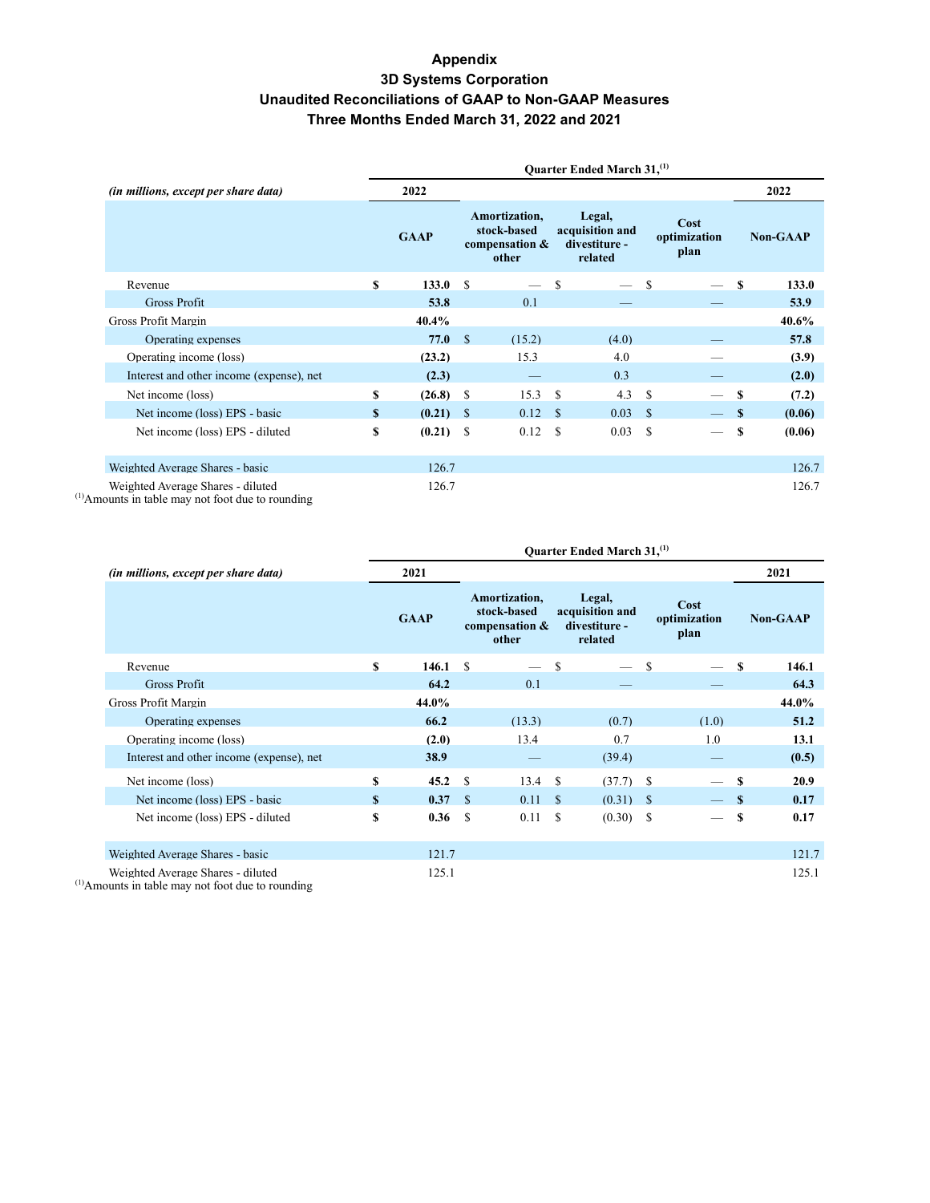# Appendix

## 3D Systems Corporation

## Unaudited Reconciliations of GAAP to Non-GAAP Measures

## Three Months Ended March 31, 2022 and 2021

| | Quarter Ended March 31,[(1)] | | | | |
|---|---|---|---|---|---|
| *(in millions, except per share data)* | **2022** | | | | **2022** |
| | **GAAP** | **Amortization, stock-based compensation & other** | **Legal, acquisition and divestiture - related** | **Cost optimization plan** | **Non-GAAP** |
| Revenue | $ **133.0** | $ — | $ — | $ — | $ **133.0** |
| Gross Profit | **53.8** | 0.1 | — | — | **53.9** |
| Gross Profit Margin | **40.4%** | | | | **40.6%** |
| Operating expenses | **77.0** | $ (15.2) | (4.0) | — | **57.8** |
| Operating income (loss) | **(23.2)** | 15.3 | 4.0 | — | **(3.9)** |
| Interest and other income (expense), net | **(2.3)** | — | 0.3 | — | **(2.0)** |
| Net income (loss) | $ **(26.8)** | $ 15.3 | $ 4.3 | $ — | $ **(7.2)** |
| Net income (loss) EPS - basic | $ **(0.21)** | $ 0.12 | $ 0.03 | $ — | $ **(0.06)** |
| Net income (loss) EPS - diluted | $ **(0.21)** | $ 0.12 | $ 0.03 | $ — | $ **(0.06)** |
| Weighted Average Shares - basic | 126.7 | | | | 126.7 |
| Weighted Average Shares - diluted | 126.7 | | | | 126.7 |

[(1)]Amounts in table may not foot due to rounding

| | Quarter Ended March 31,[(1)] | | | | |
|---|---|---|---|---|---|
| *(in millions, except per share data)* | **2021** | | | | **2021** |
| | **GAAP** | **Amortization, stock-based compensation & other** | **Legal, acquisition and divestiture - related** | **Cost optimization plan** | **Non-GAAP** |
| Revenue | $ **146.1** | $ — | $ — | $ — | $ **146.1** |
| Gross Profit | **64.2** | 0.1 | — | — | **64.3** |
| Gross Profit Margin | **44.0%** | | | | **44.0%** |
| Operating expenses | **66.2** | (13.3) | (0.7) | (1.0) | **51.2** |
| Operating income (loss) | **(2.0)** | 13.4 | 0.7 | 1.0 | **13.1** |
| Interest and other income (expense), net | **38.9** | — | (39.4) | — | **(0.5)** |
| Net income (loss) | $ **45.2** | $ 13.4 | $ (37.7) | $ — | $ **20.9** |
| Net income (loss) EPS - basic | $ **0.37** | $ 0.11 | $ (0.31) | $ — | $ **0.17** |
| Net income (loss) EPS - diluted | $ **0.36** | $ 0.11 | $ (0.30) | $ — | $ **0.17** |
| Weighted Average Shares - basic | 121.7 | | | | 121.7 |
| Weighted Average Shares - diluted | 125.1 | | | | 125.1 |

[(1)]Amounts in table may not foot due to rounding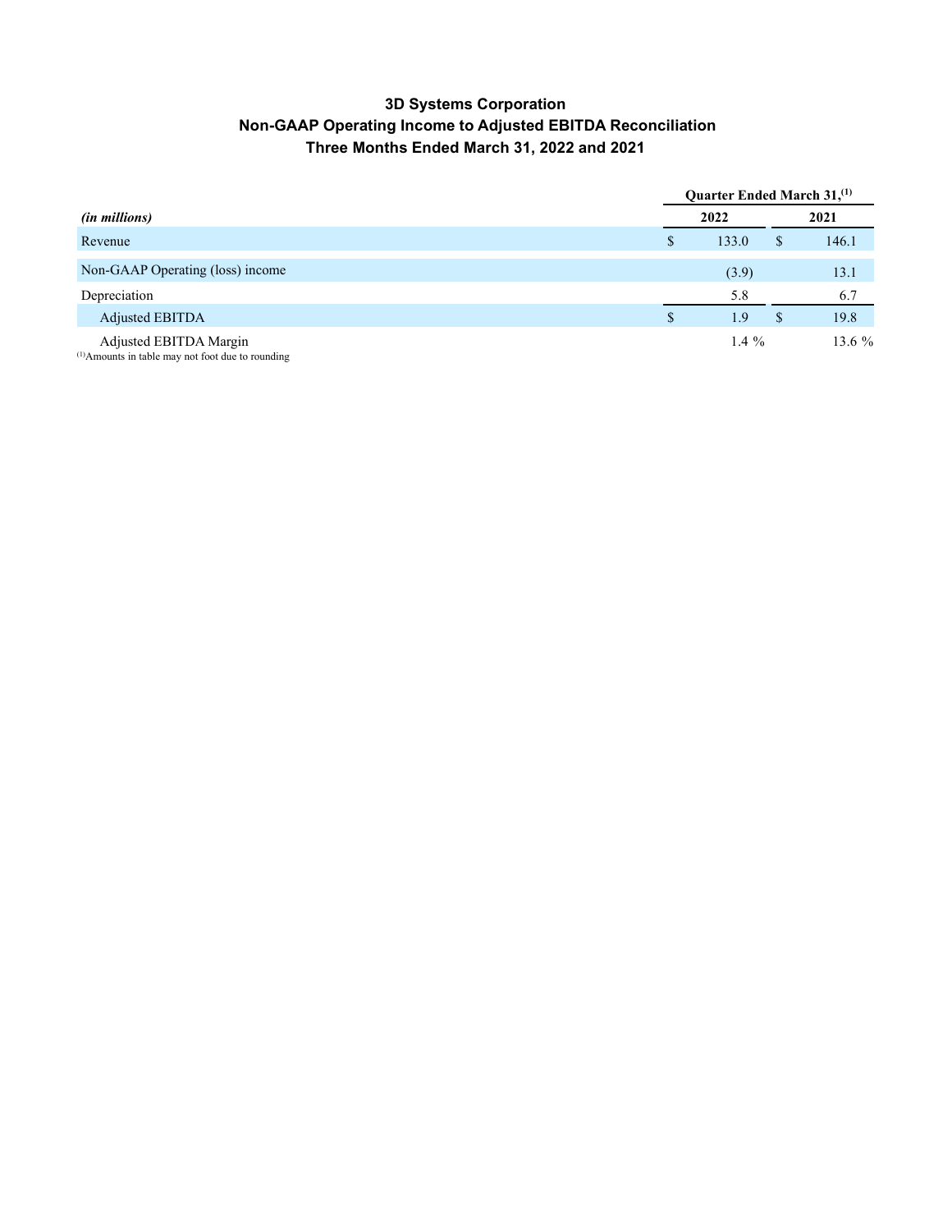# 3D Systems Corporation
## Non-GAAP Operating Income to Adjusted EBITDA Reconciliation
## Three Months Ended March 31, 2022 and 2021

| | Quarter Ended March 31,[1] | |
|---|---|---|
| *(in millions)* | **2022** | **2021** |
| Revenue | $ 133.0 | $ 146.1 |
| Non-GAAP Operating (loss) income | (3.9) | 13.1 |
| Depreciation | 5.8 | 6.7 |
| Adjusted EBITDA | $ 1.9 | $ 19.8 |
| Adjusted EBITDA Margin | 1.4 % | 13.6 % |

[1]Amounts in table may not foot due to rounding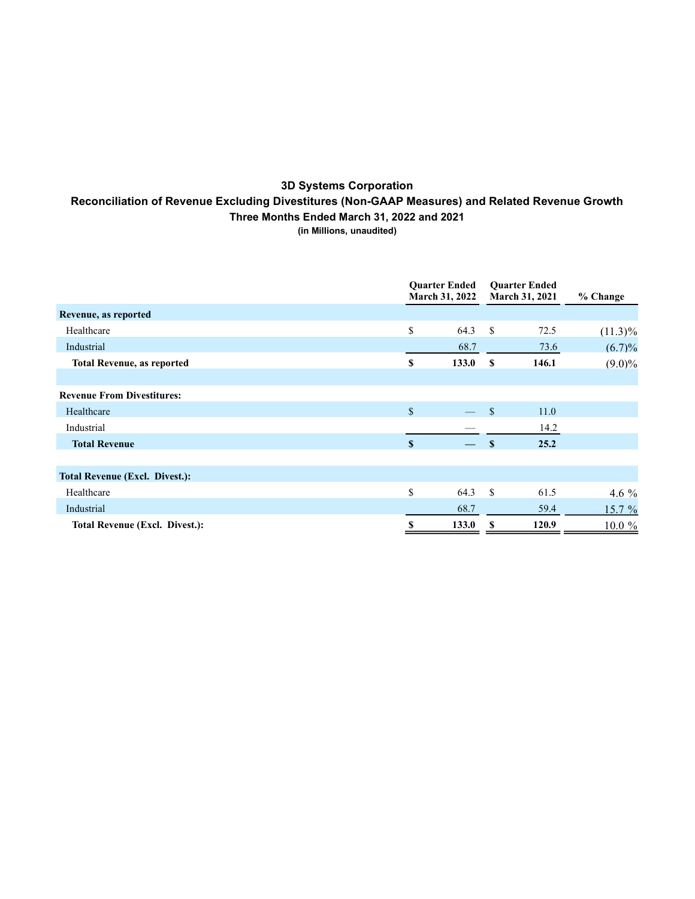# 3D Systems Corporation

## Reconciliation of Revenue Excluding Divestitures (Non-GAAP Measures) and Related Revenue Growth

### Three Months Ended March 31, 2022 and 2021

**(in Millions, unaudited)**

| | Quarter Ended March 31, 2022 | Quarter Ended March 31, 2021 | % Change |
|---|---|---|---|
| **Revenue, as reported** | | | |
| Healthcare | $ 64.3 | $ 72.5 | (11.3)% |
| Industrial | 68.7 | 73.6 | (6.7)% |
| **Total Revenue, as reported** | **$ 133.0** | **$ 146.1** | (9.0)% |
| | | | |
| **Revenue From Divestitures:** | | | |
| Healthcare | $ — | $ 11.0 | |
| Industrial | — | 14.2 | |
| **Total Revenue** | **$ —** | **$ 25.2** | |
| | | | |
| **Total Revenue (Excl. Divest.):** | | | |
| Healthcare | $ 64.3 | $ 61.5 | 4.6 % |
| Industrial | 68.7 | 59.4 | 15.7 % |
| **Total Revenue (Excl. Divest.):** | **$ 133.0** | **$ 120.9** | 10.0 % |